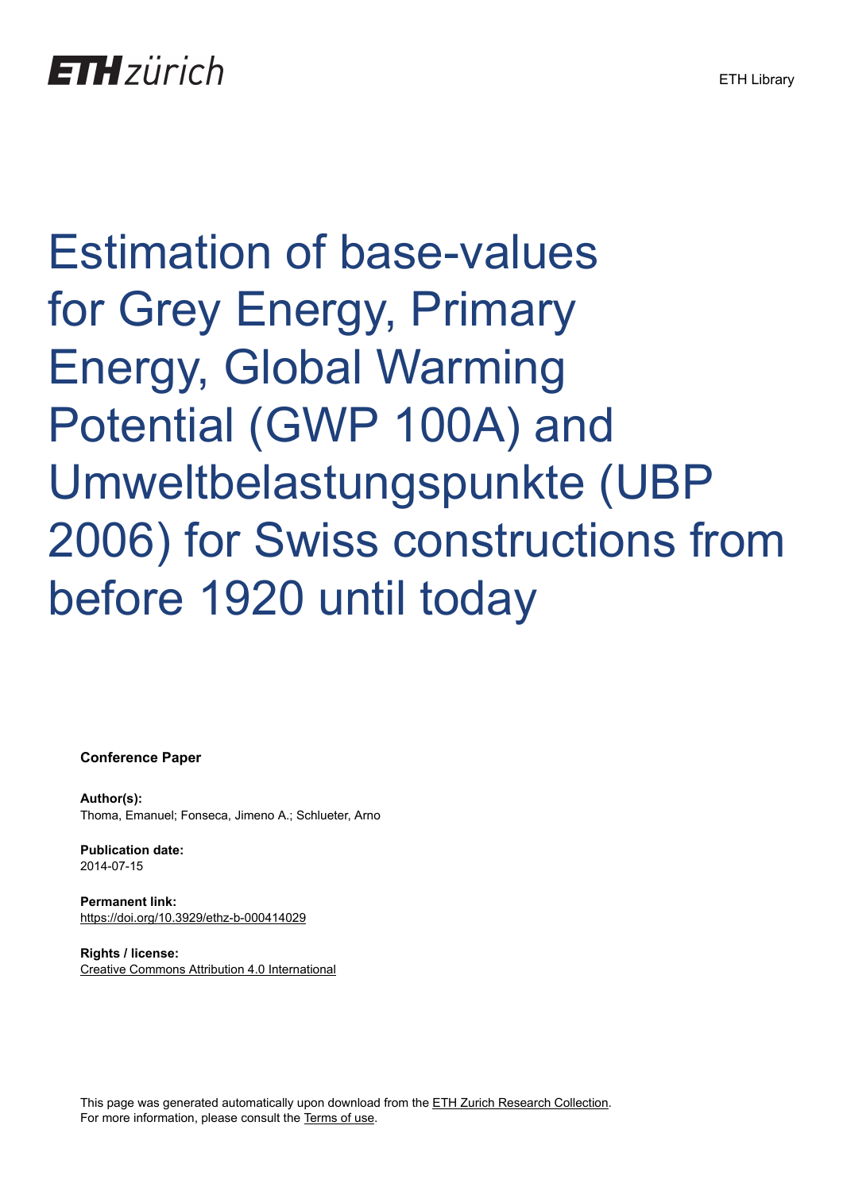# Estimation of base-values for Grey Energy, Primary Energy, Global Warming Potential (GWP 100A) and Umweltbelastungspunkte (UBP 2006) for Swiss constructions from before 1920 until today

**Conference Paper**

**Author(s):**
Thoma, Emanuel; Fonseca, Jimeno A.; Schlueter, Arno

**Publication date:**
2014-07-15

**Permanent link:**
https://doi.org/10.3929/ethz-b-000414029

**Rights / license:**
Creative Commons Attribution 4.0 International

This page was generated automatically upon download from the ETH Zurich Research Collection.
For more information, please consult the Terms of use.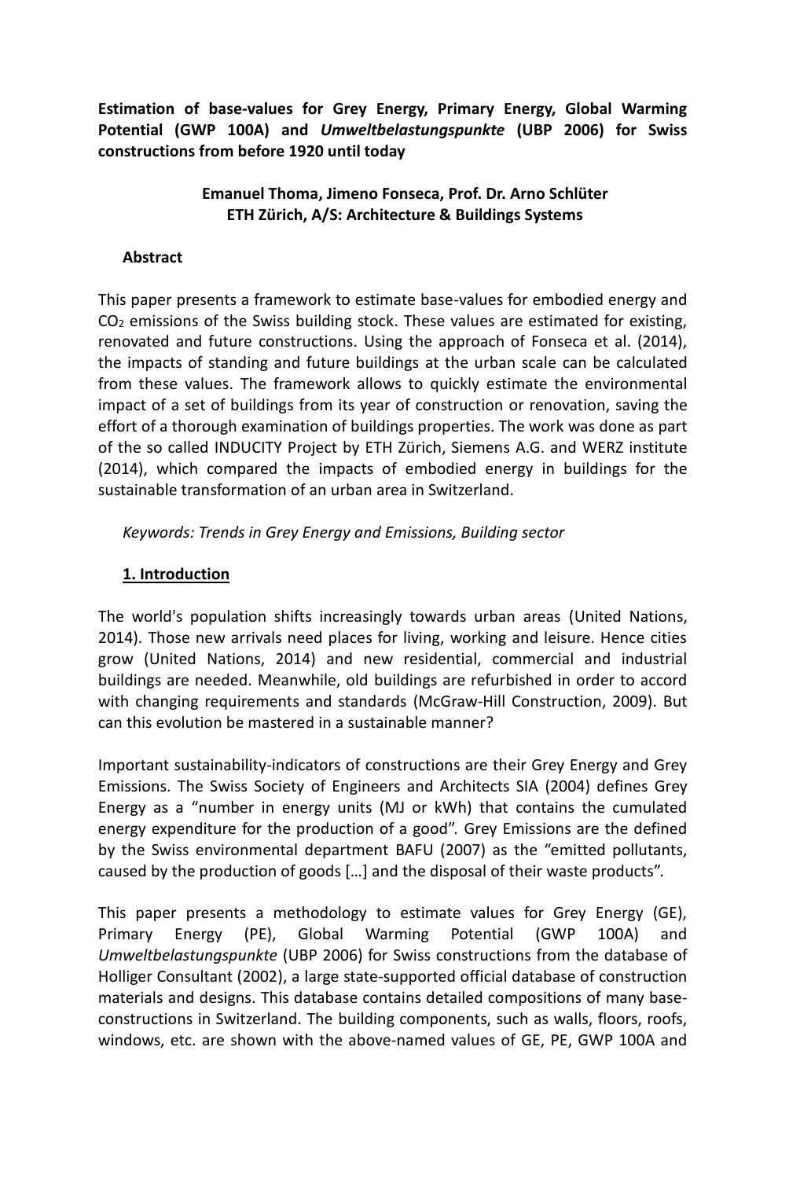**Estimation of base-values for Grey Energy, Primary Energy, Global Warming Potential (GWP 100A) and *Umweltbelastungspunkte* (UBP 2006) for Swiss constructions from before 1920 until today**

**Emanuel Thoma, Jimeno Fonseca, Prof. Dr. Arno Schlüter**
**ETH Zürich, A/S: Architecture & Buildings Systems**

**Abstract**

This paper presents a framework to estimate base-values for embodied energy and $CO_2$ emissions of the Swiss building stock. These values are estimated for existing, renovated and future constructions. Using the approach of Fonseca et al. (2014), the impacts of standing and future buildings at the urban scale can be calculated from these values. The framework allows to quickly estimate the environmental impact of a set of buildings from its year of construction or renovation, saving the effort of a thorough examination of buildings properties. The work was done as part of the so called INDUCITY Project by ETH Zürich, Siemens A.G. and WERZ institute (2014), which compared the impacts of embodied energy in buildings for the sustainable transformation of an urban area in Switzerland.

*Keywords: Trends in Grey Energy and Emissions, Building sector*

## 1. Introduction

The world's population shifts increasingly towards urban areas (United Nations, 2014). Those new arrivals need places for living, working and leisure. Hence cities grow (United Nations, 2014) and new residential, commercial and industrial buildings are needed. Meanwhile, old buildings are refurbished in order to accord with changing requirements and standards (McGraw-Hill Construction, 2009). But can this evolution be mastered in a sustainable manner?

Important sustainability-indicators of constructions are their Grey Energy and Grey Emissions. The Swiss Society of Engineers and Architects SIA (2004) defines Grey Energy as a "number in energy units (MJ or kWh) that contains the cumulated energy expenditure for the production of a good". Grey Emissions are the defined by the Swiss environmental department BAFU (2007) as the "emitted pollutants, caused by the production of goods […] and the disposal of their waste products".

This paper presents a methodology to estimate values for Grey Energy (GE), Primary Energy (PE), Global Warming Potential (GWP 100A) and *Umweltbelastungspunkte* (UBP 2006) for Swiss constructions from the database of Holliger Consultant (2002), a large state-supported official database of construction materials and designs. This database contains detailed compositions of many base-constructions in Switzerland. The building components, such as walls, floors, roofs, windows, etc. are shown with the above-named values of GE, PE, GWP 100A and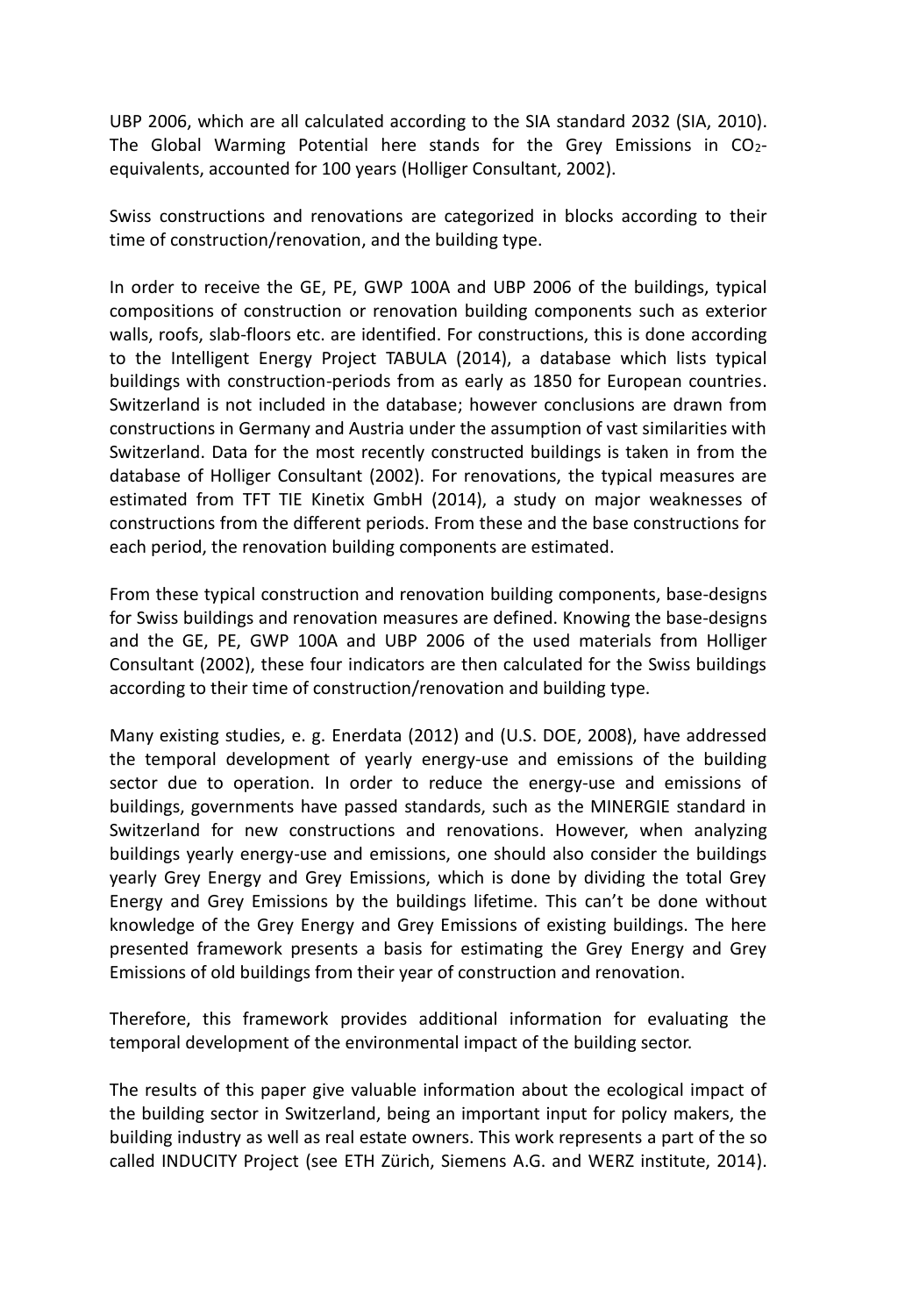UBP 2006, which are all calculated according to the SIA standard 2032 (SIA, 2010). The Global Warming Potential here stands for the Grey Emissions in $CO_2$-equivalents, accounted for 100 years (Holliger Consultant, 2002).

Swiss constructions and renovations are categorized in blocks according to their time of construction/renovation, and the building type.

In order to receive the GE, PE, GWP 100A and UBP 2006 of the buildings, typical compositions of construction or renovation building components such as exterior walls, roofs, slab-floors etc. are identified. For constructions, this is done according to the Intelligent Energy Project TABULA (2014), a database which lists typical buildings with construction-periods from as early as 1850 for European countries. Switzerland is not included in the database; however conclusions are drawn from constructions in Germany and Austria under the assumption of vast similarities with Switzerland. Data for the most recently constructed buildings is taken in from the database of Holliger Consultant (2002). For renovations, the typical measures are estimated from TFT TIE Kinetix GmbH (2014), a study on major weaknesses of constructions from the different periods. From these and the base constructions for each period, the renovation building components are estimated.

From these typical construction and renovation building components, base-designs for Swiss buildings and renovation measures are defined. Knowing the base-designs and the GE, PE, GWP 100A and UBP 2006 of the used materials from Holliger Consultant (2002), these four indicators are then calculated for the Swiss buildings according to their time of construction/renovation and building type.

Many existing studies, e. g. Enerdata (2012) and (U.S. DOE, 2008), have addressed the temporal development of yearly energy-use and emissions of the building sector due to operation. In order to reduce the energy-use and emissions of buildings, governments have passed standards, such as the MINERGIE standard in Switzerland for new constructions and renovations. However, when analyzing buildings yearly energy-use and emissions, one should also consider the buildings yearly Grey Energy and Grey Emissions, which is done by dividing the total Grey Energy and Grey Emissions by the buildings lifetime. This can't be done without knowledge of the Grey Energy and Grey Emissions of existing buildings. The here presented framework presents a basis for estimating the Grey Energy and Grey Emissions of old buildings from their year of construction and renovation.

Therefore, this framework provides additional information for evaluating the temporal development of the environmental impact of the building sector.

The results of this paper give valuable information about the ecological impact of the building sector in Switzerland, being an important input for policy makers, the building industry as well as real estate owners. This work represents a part of the so called INDUCITY Project (see ETH Zürich, Siemens A.G. and WERZ institute, 2014).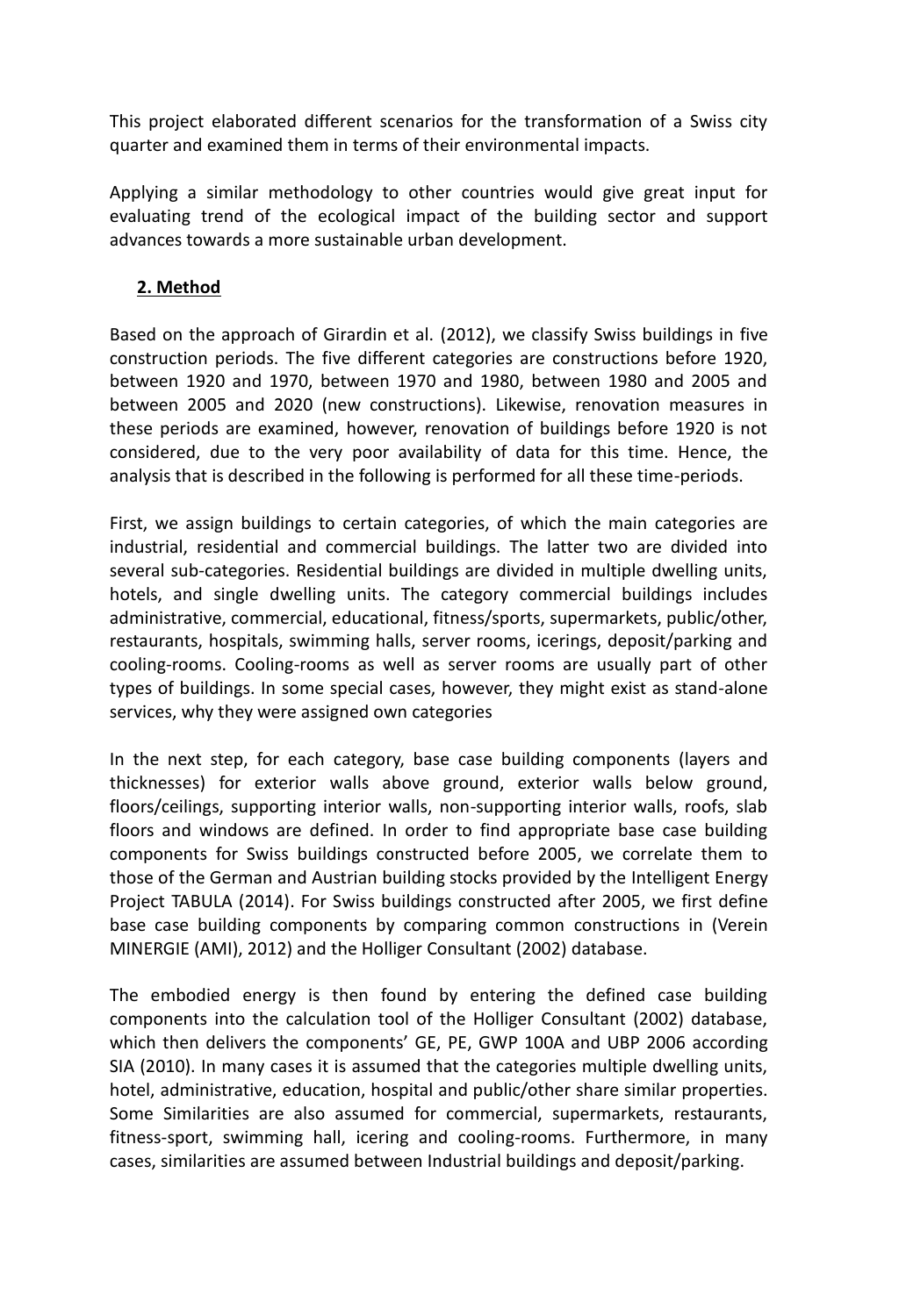This project elaborated different scenarios for the transformation of a Swiss city quarter and examined them in terms of their environmental impacts.

Applying a similar methodology to other countries would give great input for evaluating trend of the ecological impact of the building sector and support advances towards a more sustainable urban development.

## 2. Method

Based on the approach of Girardin et al. (2012), we classify Swiss buildings in five construction periods. The five different categories are constructions before 1920, between 1920 and 1970, between 1970 and 1980, between 1980 and 2005 and between 2005 and 2020 (new constructions). Likewise, renovation measures in these periods are examined, however, renovation of buildings before 1920 is not considered, due to the very poor availability of data for this time. Hence, the analysis that is described in the following is performed for all these time-periods.

First, we assign buildings to certain categories, of which the main categories are industrial, residential and commercial buildings. The latter two are divided into several sub-categories. Residential buildings are divided in multiple dwelling units, hotels, and single dwelling units. The category commercial buildings includes administrative, commercial, educational, fitness/sports, supermarkets, public/other, restaurants, hospitals, swimming halls, server rooms, icerings, deposit/parking and cooling-rooms. Cooling-rooms as well as server rooms are usually part of other types of buildings. In some special cases, however, they might exist as stand-alone services, why they were assigned own categories

In the next step, for each category, base case building components (layers and thicknesses) for exterior walls above ground, exterior walls below ground, floors/ceilings, supporting interior walls, non-supporting interior walls, roofs, slab floors and windows are defined. In order to find appropriate base case building components for Swiss buildings constructed before 2005, we correlate them to those of the German and Austrian building stocks provided by the Intelligent Energy Project TABULA (2014). For Swiss buildings constructed after 2005, we first define base case building components by comparing common constructions in (Verein MINERGIE (AMI), 2012) and the Holliger Consultant (2002) database.

The embodied energy is then found by entering the defined case building components into the calculation tool of the Holliger Consultant (2002) database, which then delivers the components' GE, PE, GWP 100A and UBP 2006 according SIA (2010). In many cases it is assumed that the categories multiple dwelling units, hotel, administrative, education, hospital and public/other share similar properties. Some Similarities are also assumed for commercial, supermarkets, restaurants, fitness-sport, swimming hall, icering and cooling-rooms. Furthermore, in many cases, similarities are assumed between Industrial buildings and deposit/parking.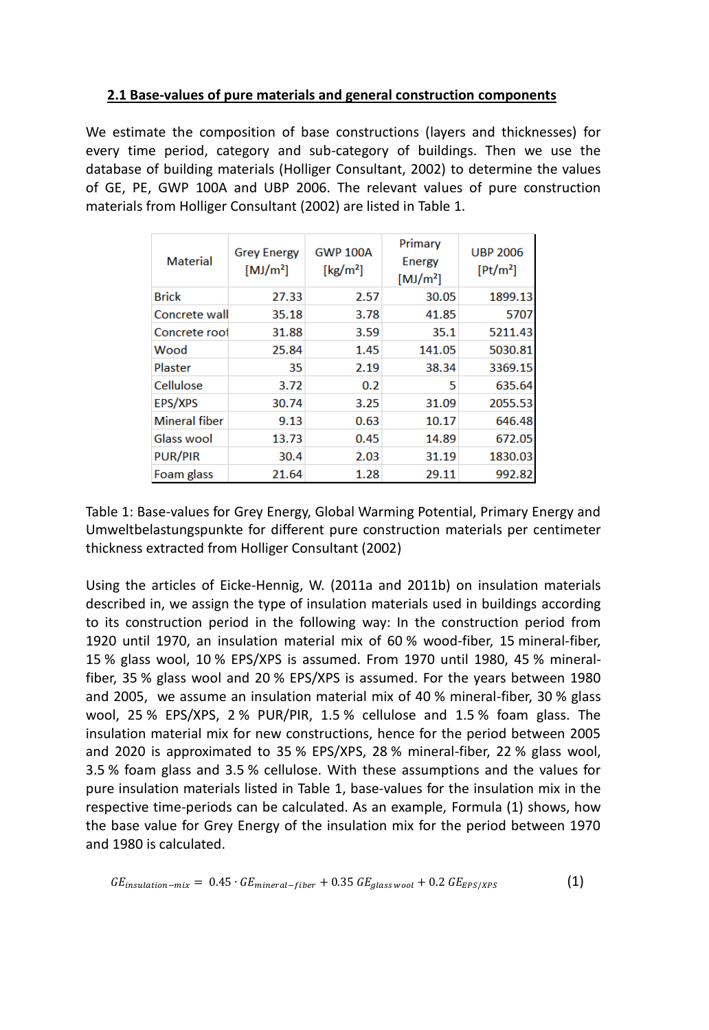## 2.1 Base-values of pure materials and general construction components

We estimate the composition of base constructions (layers and thicknesses) for every time period, category and sub-category of buildings. Then we use the database of building materials (Holliger Consultant, 2002) to determine the values of GE, PE, GWP 100A and UBP 2006. The relevant values of pure construction materials from Holliger Consultant (2002) are listed in Table 1.

| Material | Grey Energy [MJ/m²] | GWP 100A [kg/m²] | Primary Energy [MJ/m²] | UBP 2006 [Pt/m²] |
|---|---|---|---|---|
| Brick | 27.33 | 2.57 | 30.05 | 1899.13 |
| Concrete wall | 35.18 | 3.78 | 41.85 | 5707 |
| Concrete roof | 31.88 | 3.59 | 35.1 | 5211.43 |
| Wood | 25.84 | 1.45 | 141.05 | 5030.81 |
| Plaster | 35 | 2.19 | 38.34 | 3369.15 |
| Cellulose | 3.72 | 0.2 | 5 | 635.64 |
| EPS/XPS | 30.74 | 3.25 | 31.09 | 2055.53 |
| Mineral fiber | 9.13 | 0.63 | 10.17 | 646.48 |
| Glass wool | 13.73 | 0.45 | 14.89 | 672.05 |
| PUR/PIR | 30.4 | 2.03 | 31.19 | 1830.03 |
| Foam glass | 21.64 | 1.28 | 29.11 | 992.82 |

Table 1: Base-values for Grey Energy, Global Warming Potential, Primary Energy and Umweltbelastungspunkte for different pure construction materials per centimeter thickness extracted from Holliger Consultant (2002)

Using the articles of Eicke-Hennig, W. (2011a and 2011b) on insulation materials described in, we assign the type of insulation materials used in buildings according to its construction period in the following way: In the construction period from 1920 until 1970, an insulation material mix of 60 % wood-fiber, 15 mineral-fiber, 15 % glass wool, 10 % EPS/XPS is assumed. From 1970 until 1980, 45 % mineral-fiber, 35 % glass wool and 20 % EPS/XPS is assumed. For the years between 1980 and 2005, we assume an insulation material mix of 40 % mineral-fiber, 30 % glass wool, 25 % EPS/XPS, 2 % PUR/PIR, 1.5 % cellulose and 1.5 % foam glass. The insulation material mix for new constructions, hence for the period between 2005 and 2020 is approximated to 35 % EPS/XPS, 28 % mineral-fiber, 22 % glass wool, 3.5 % foam glass and 3.5 % cellulose. With these assumptions and the values for pure insulation materials listed in Table 1, base-values for the insulation mix in the respective time-periods can be calculated. As an example, Formula (1) shows, how the base value for Grey Energy of the insulation mix for the period between 1970 and 1980 is calculated.

$$GE_{insulation-mix} = 0.45 \cdot GE_{mineral-fiber} + 0.35\, GE_{glass\,wool} + 0.2\, GE_{EPS/XPS} \tag{1}$$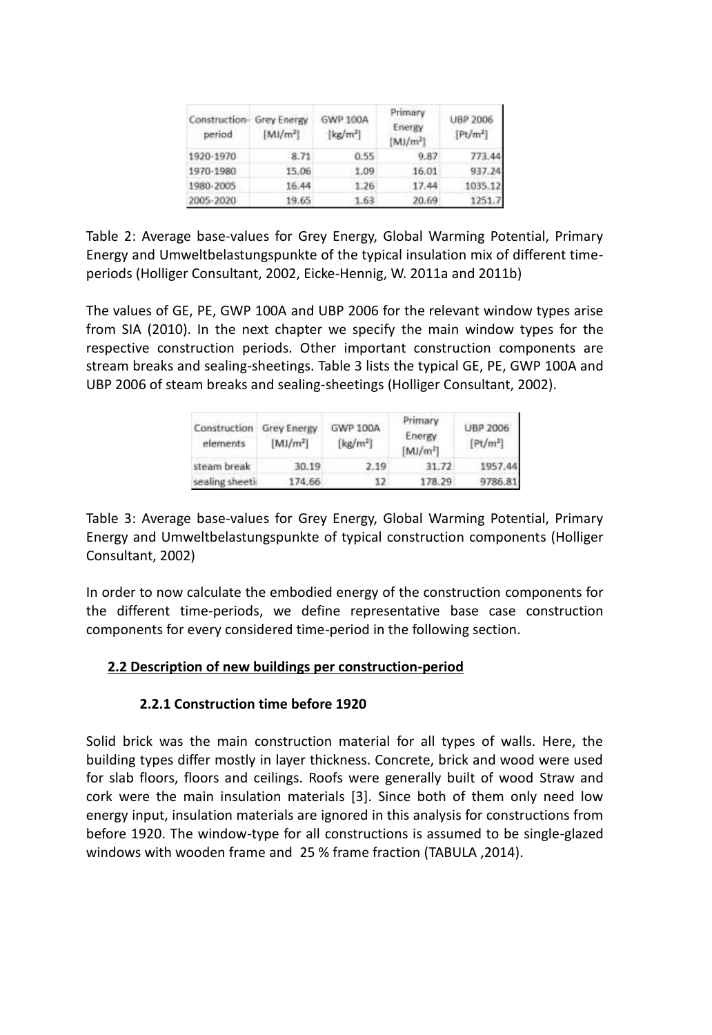| Construction-period | Grey Energy [MJ/m²] | GWP 100A [kg/m²] | Primary Energy [MJ/m²] | UBP 2006 [Pt/m²] |
|---|---|---|---|---|
| 1920-1970 | 8.71 | 0.55 | 9.87 | 773.44 |
| 1970-1980 | 15.06 | 1.09 | 16.01 | 937.24 |
| 1980-2005 | 16.44 | 1.26 | 17.44 | 1035.12 |
| 2005-2020 | 19.65 | 1.63 | 20.69 | 1251.7 |

Table 2: Average base-values for Grey Energy, Global Warming Potential, Primary Energy and Umweltbelastungspunkte of the typical insulation mix of different time-periods (Holliger Consultant, 2002, Eicke-Hennig, W. 2011a and 2011b)

The values of GE, PE, GWP 100A and UBP 2006 for the relevant window types arise from SIA (2010). In the next chapter we specify the main window types for the respective construction periods. Other important construction components are stream breaks and sealing-sheetings. Table 3 lists the typical GE, PE, GWP 100A and UBP 2006 of steam breaks and sealing-sheetings (Holliger Consultant, 2002).

| Construction elements | Grey Energy [MJ/m²] | GWP 100A [kg/m²] | Primary Energy [MJ/m²] | UBP 2006 [Pt/m²] |
|---|---|---|---|---|
| steam break | 30.19 | 2.19 | 31.72 | 1957.44 |
| sealing sheeti | 174.66 | 12 | 178.29 | 9786.81 |

Table 3: Average base-values for Grey Energy, Global Warming Potential, Primary Energy and Umweltbelastungspunkte of typical construction components (Holliger Consultant, 2002)

In order to now calculate the embodied energy of the construction components for the different time-periods, we define representative base case construction components for every considered time-period in the following section.

## 2.2 Description of new buildings per construction-period

### 2.2.1 Construction time before 1920

Solid brick was the main construction material for all types of walls. Here, the building types differ mostly in layer thickness. Concrete, brick and wood were used for slab floors, floors and ceilings. Roofs were generally built of wood Straw and cork were the main insulation materials [3]. Since both of them only need low energy input, insulation materials are ignored in this analysis for constructions from before 1920. The window-type for all constructions is assumed to be single-glazed windows with wooden frame and 25 % frame fraction (TABULA ,2014).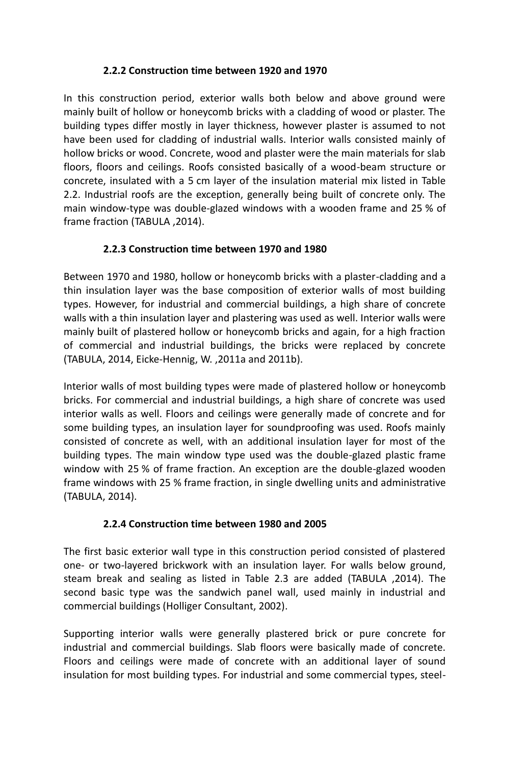### 2.2.2 Construction time between 1920 and 1970

In this construction period, exterior walls both below and above ground were mainly built of hollow or honeycomb bricks with a cladding of wood or plaster. The building types differ mostly in layer thickness, however plaster is assumed to not have been used for cladding of industrial walls. Interior walls consisted mainly of hollow bricks or wood. Concrete, wood and plaster were the main materials for slab floors, floors and ceilings. Roofs consisted basically of a wood-beam structure or concrete, insulated with a 5 cm layer of the insulation material mix listed in Table 2.2. Industrial roofs are the exception, generally being built of concrete only. The main window-type was double-glazed windows with a wooden frame and 25 % of frame fraction (TABULA ,2014).

### 2.2.3 Construction time between 1970 and 1980

Between 1970 and 1980, hollow or honeycomb bricks with a plaster-cladding and a thin insulation layer was the base composition of exterior walls of most building types. However, for industrial and commercial buildings, a high share of concrete walls with a thin insulation layer and plastering was used as well. Interior walls were mainly built of plastered hollow or honeycomb bricks and again, for a high fraction of commercial and industrial buildings, the bricks were replaced by concrete (TABULA, 2014, Eicke-Hennig, W. ,2011a and 2011b).

Interior walls of most building types were made of plastered hollow or honeycomb bricks. For commercial and industrial buildings, a high share of concrete was used interior walls as well. Floors and ceilings were generally made of concrete and for some building types, an insulation layer for soundproofing was used. Roofs mainly consisted of concrete as well, with an additional insulation layer for most of the building types. The main window type used was the double-glazed plastic frame window with 25 % of frame fraction. An exception are the double-glazed wooden frame windows with 25 % frame fraction, in single dwelling units and administrative (TABULA, 2014).

### 2.2.4 Construction time between 1980 and 2005

The first basic exterior wall type in this construction period consisted of plastered one- or two-layered brickwork with an insulation layer. For walls below ground, steam break and sealing as listed in Table 2.3 are added (TABULA ,2014). The second basic type was the sandwich panel wall, used mainly in industrial and commercial buildings (Holliger Consultant, 2002).

Supporting interior walls were generally plastered brick or pure concrete for industrial and commercial buildings. Slab floors were basically made of concrete. Floors and ceilings were made of concrete with an additional layer of sound insulation for most building types. For industrial and some commercial types, steel-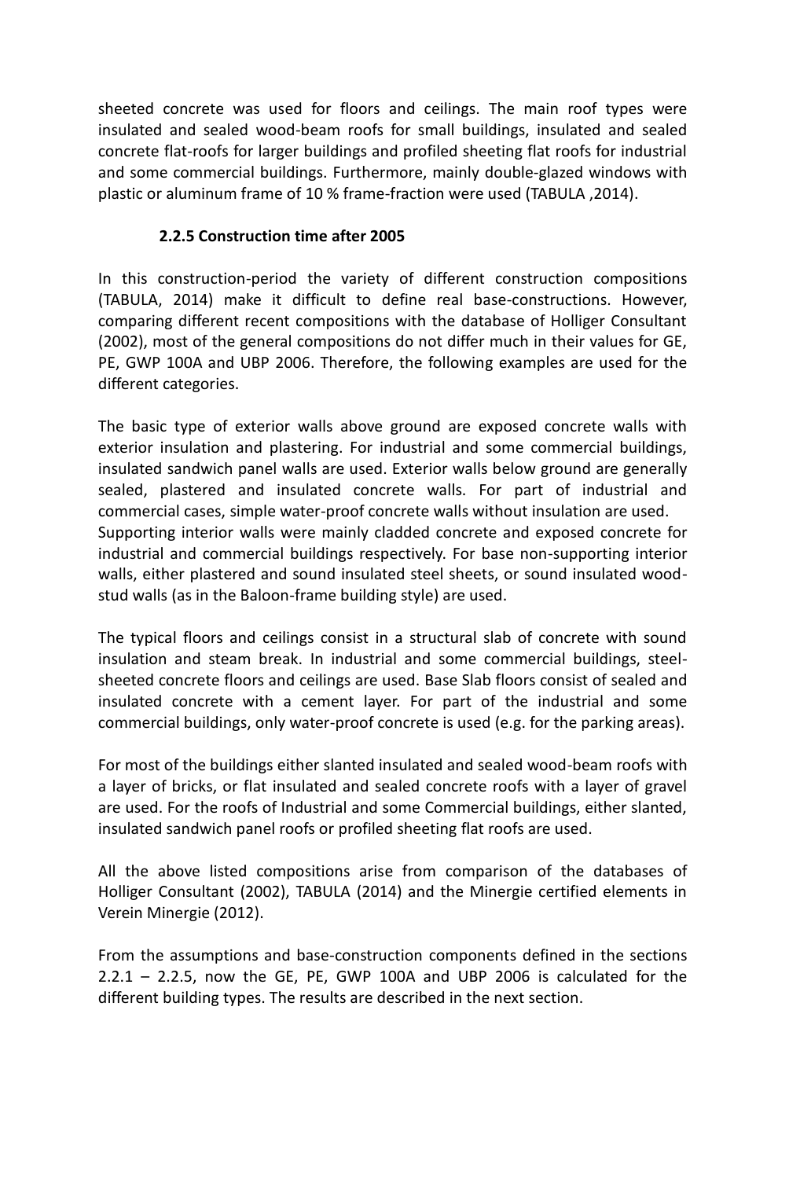sheeted concrete was used for floors and ceilings. The main roof types were insulated and sealed wood-beam roofs for small buildings, insulated and sealed concrete flat-roofs for larger buildings and profiled sheeting flat roofs for industrial and some commercial buildings. Furthermore, mainly double-glazed windows with plastic or aluminum frame of 10 % frame-fraction were used (TABULA ,2014).

### 2.2.5 Construction time after 2005

In this construction-period the variety of different construction compositions (TABULA, 2014) make it difficult to define real base-constructions. However, comparing different recent compositions with the database of Holliger Consultant (2002), most of the general compositions do not differ much in their values for GE, PE, GWP 100A and UBP 2006. Therefore, the following examples are used for the different categories.

The basic type of exterior walls above ground are exposed concrete walls with exterior insulation and plastering. For industrial and some commercial buildings, insulated sandwich panel walls are used. Exterior walls below ground are generally sealed, plastered and insulated concrete walls. For part of industrial and commercial cases, simple water-proof concrete walls without insulation are used. Supporting interior walls were mainly cladded concrete and exposed concrete for industrial and commercial buildings respectively. For base non-supporting interior walls, either plastered and sound insulated steel sheets, or sound insulated wood-stud walls (as in the Baloon-frame building style) are used.

The typical floors and ceilings consist in a structural slab of concrete with sound insulation and steam break. In industrial and some commercial buildings, steel-sheeted concrete floors and ceilings are used. Base Slab floors consist of sealed and insulated concrete with a cement layer. For part of the industrial and some commercial buildings, only water-proof concrete is used (e.g. for the parking areas).

For most of the buildings either slanted insulated and sealed wood-beam roofs with a layer of bricks, or flat insulated and sealed concrete roofs with a layer of gravel are used. For the roofs of Industrial and some Commercial buildings, either slanted, insulated sandwich panel roofs or profiled sheeting flat roofs are used.

All the above listed compositions arise from comparison of the databases of Holliger Consultant (2002), TABULA (2014) and the Minergie certified elements in Verein Minergie (2012).

From the assumptions and base-construction components defined in the sections 2.2.1 – 2.2.5, now the GE, PE, GWP 100A and UBP 2006 is calculated for the different building types. The results are described in the next section.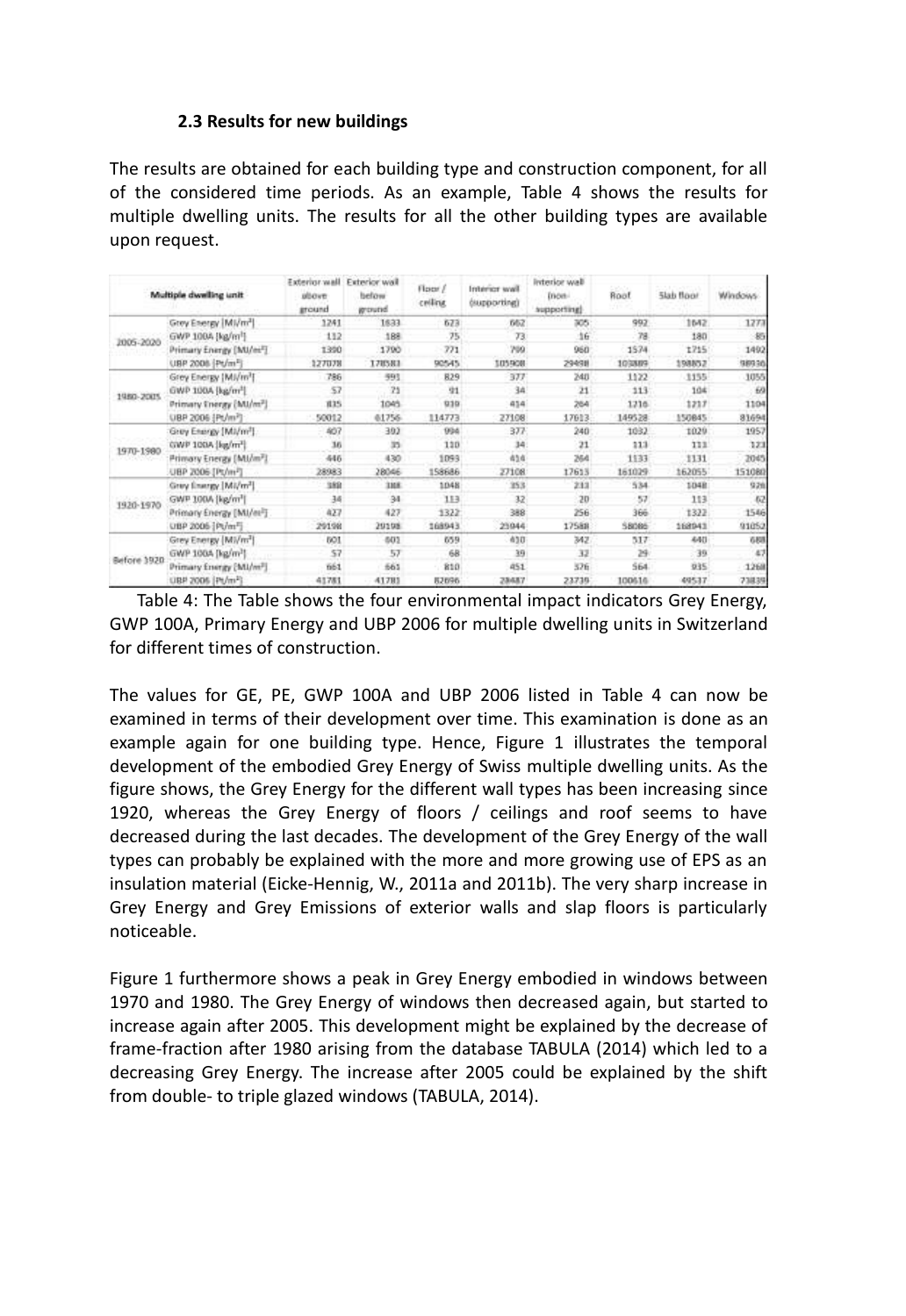### 2.3 Results for new buildings

The results are obtained for each building type and construction component, for all of the considered time periods. As an example, Table 4 shows the results for multiple dwelling units. The results for all the other building types are available upon request.

| Multiple dwelling unit | | Exterior wall above ground | Exterior wall below ground | Floor / ceiling | Interior wall (supporting) | Interior wall (non-supporting) | Roof | Slab floor | Windows |
|---|---|---|---|---|---|---|---|---|---|
| 2005-2020 | Grey Energy [MJ/m²] | 1241 | 1633 | 673 | 662 | 305 | 992 | 1642 | 1273 |
| | GWP 100A [kg/m²] | 112 | 188 | 75 | 73 | 16 | 78 | 180 | 85 |
| | Primary Energy [MJ/m²] | 1390 | 1790 | 771 | 799 | 960 | 1574 | 1715 | 1492 |
| | UBP 2006 [Pt/m²] | 127078 | 178583 | 90545 | 105908 | 29498 | 103889 | 198852 | 98936 |
| 1980-2005 | Grey Energy [MJ/m²] | 786 | 991 | 829 | 377 | 240 | 1122 | 1155 | 1055 |
| | GWP 100A [kg/m²] | 57 | 71 | 91 | 34 | 21 | 113 | 104 | 69 |
| | Primary Energy [MJ/m²] | 835 | 1045 | 939 | 414 | 264 | 1216 | 1217 | 1104 |
| | UBP 2006 [Pt/m²] | 50012 | 61756 | 114773 | 27108 | 17613 | 149528 | 150845 | 81694 |
| 1970-1980 | Grey Energy [MJ/m²] | 407 | 392 | 994 | 377 | 240 | 1032 | 1029 | 1957 |
| | GWP 100A [kg/m²] | 36 | 35 | 110 | 34 | 21 | 113 | 113 | 123 |
| | Primary Energy [MJ/m²] | 446 | 430 | 1093 | 414 | 264 | 1133 | 1131 | 2045 |
| | UBP 2006 [Pt/m²] | 28983 | 28046 | 158686 | 27108 | 17613 | 161029 | 162055 | 151080 |
| 1920-1970 | Grey Energy [MJ/m²] | 388 | 388 | 1048 | 353 | 233 | 534 | 1048 | 926 |
| | GWP 100A [kg/m²] | 34 | 34 | 113 | 32 | 20 | 57 | 113 | 62 |
| | Primary Energy [MJ/m²] | 427 | 427 | 1322 | 388 | 256 | 366 | 1322 | 1546 |
| | UBP 2006 [Pt/m²] | 29198 | 29198 | 168943 | 25044 | 17588 | 58086 | 168943 | 91052 |
| Before 1920 | Grey Energy [MJ/m²] | 601 | 601 | 659 | 410 | 342 | 517 | 440 | 688 |
| | GWP 100A [kg/m²] | 57 | 57 | 68 | 39 | 32 | 29 | 39 | 47 |
| | Primary Energy [MJ/m²] | 661 | 661 | 810 | 451 | 376 | 564 | 935 | 1268 |
| | UBP 2006 [Pt/m²] | 41781 | 41781 | 82696 | 28487 | 23739 | 100616 | 49537 | 73839 |

Table 4: The Table shows the four environmental impact indicators Grey Energy, GWP 100A, Primary Energy and UBP 2006 for multiple dwelling units in Switzerland for different times of construction.

The values for GE, PE, GWP 100A and UBP 2006 listed in Table 4 can now be examined in terms of their development over time. This examination is done as an example again for one building type. Hence, Figure 1 illustrates the temporal development of the embodied Grey Energy of Swiss multiple dwelling units. As the figure shows, the Grey Energy for the different wall types has been increasing since 1920, whereas the Grey Energy of floors / ceilings and roof seems to have decreased during the last decades. The development of the Grey Energy of the wall types can probably be explained with the more and more growing use of EPS as an insulation material (Eicke-Hennig, W., 2011a and 2011b). The very sharp increase in Grey Energy and Grey Emissions of exterior walls and slap floors is particularly noticeable.

Figure 1 furthermore shows a peak in Grey Energy embodied in windows between 1970 and 1980. The Grey Energy of windows then decreased again, but started to increase again after 2005. This development might be explained by the decrease of frame-fraction after 1980 arising from the database TABULA (2014) which led to a decreasing Grey Energy. The increase after 2005 could be explained by the shift from double- to triple glazed windows (TABULA, 2014).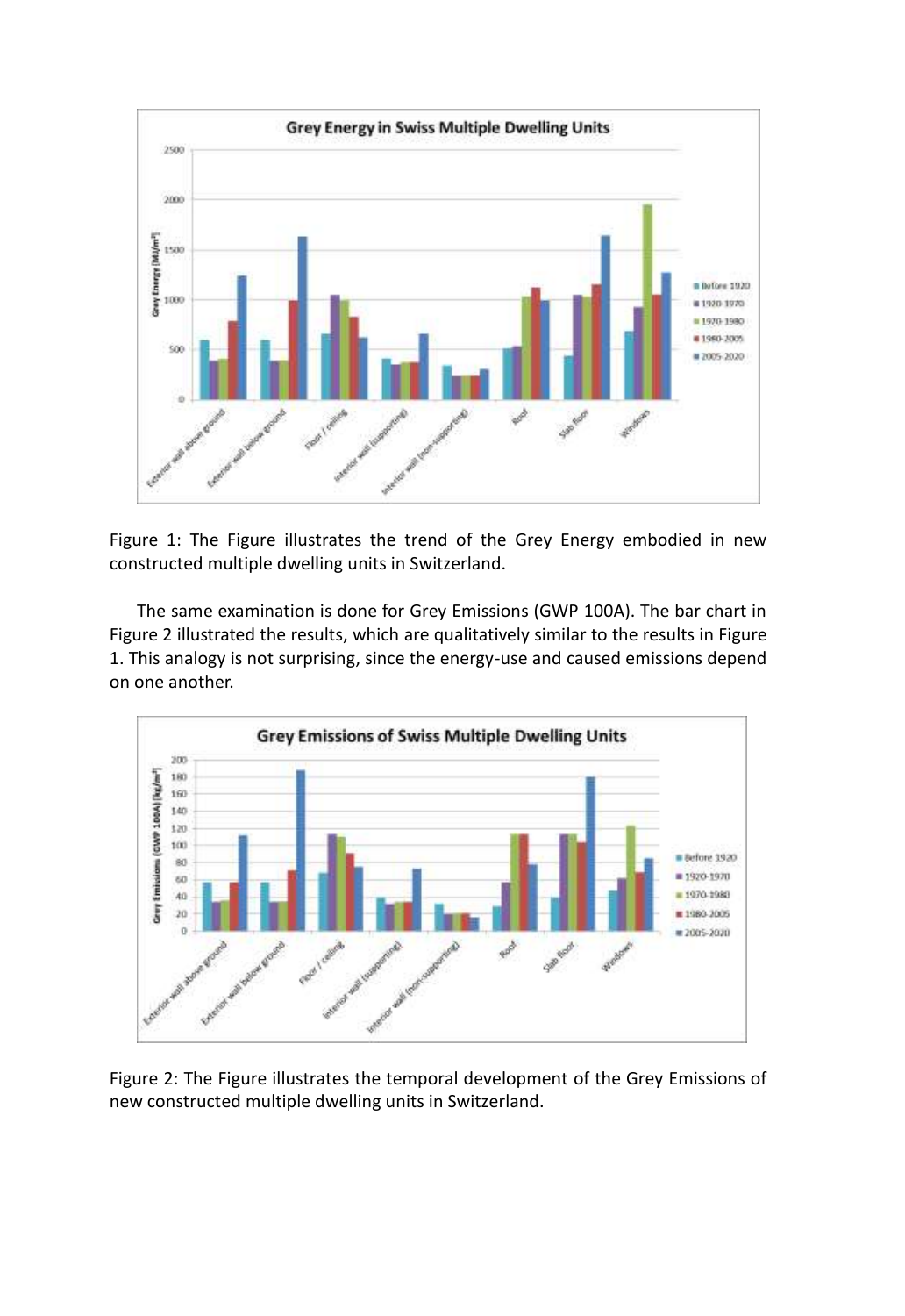Figure 1: The Figure illustrates the trend of the Grey Energy embodied in new constructed multiple dwelling units in Switzerland.

The same examination is done for Grey Emissions (GWP 100A). The bar chart in Figure 2 illustrated the results, which are qualitatively similar to the results in Figure 1. This analogy is not surprising, since the energy-use and caused emissions depend on one another.

Figure 2: The Figure illustrates the temporal development of the Grey Emissions of new constructed multiple dwelling units in Switzerland.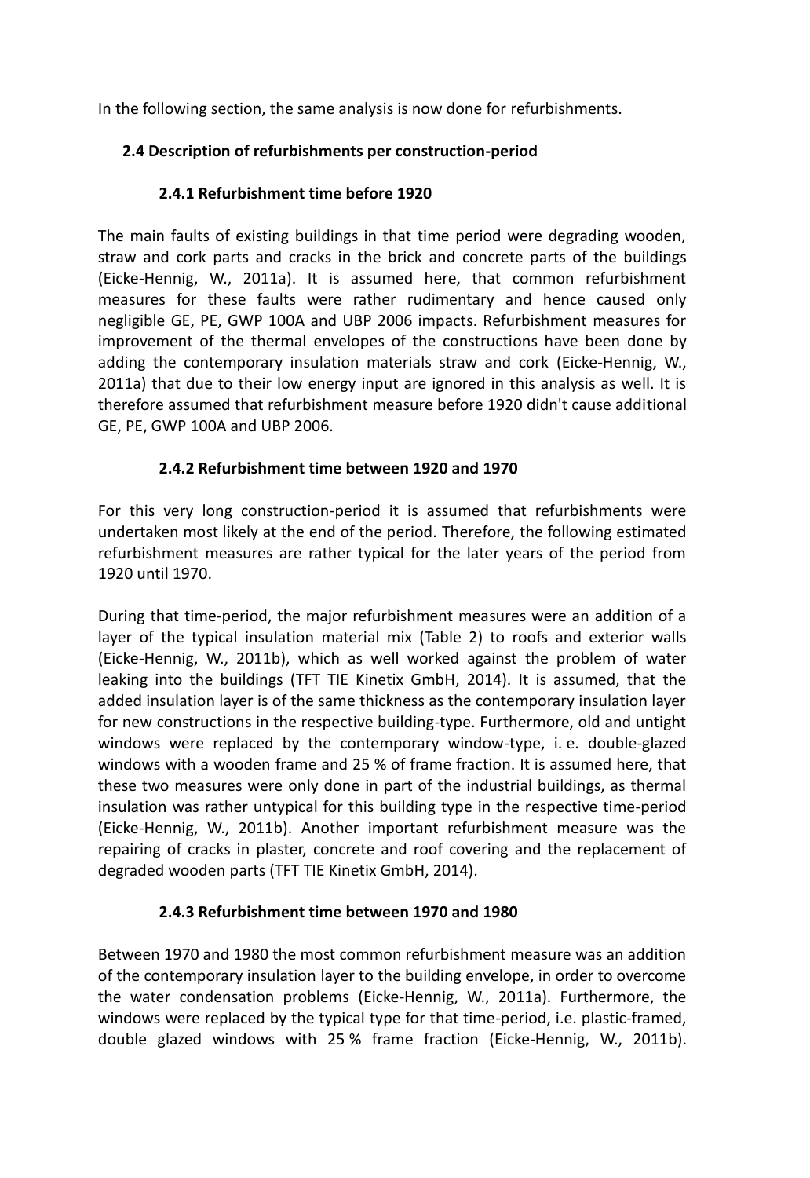In the following section, the same analysis is now done for refurbishments.

## 2.4 Description of refurbishments per construction-period

### 2.4.1 Refurbishment time before 1920

The main faults of existing buildings in that time period were degrading wooden, straw and cork parts and cracks in the brick and concrete parts of the buildings (Eicke-Hennig, W., 2011a). It is assumed here, that common refurbishment measures for these faults were rather rudimentary and hence caused only negligible GE, PE, GWP 100A and UBP 2006 impacts. Refurbishment measures for improvement of the thermal envelopes of the constructions have been done by adding the contemporary insulation materials straw and cork (Eicke-Hennig, W., 2011a) that due to their low energy input are ignored in this analysis as well. It is therefore assumed that refurbishment measure before 1920 didn't cause additional GE, PE, GWP 100A and UBP 2006.

### 2.4.2 Refurbishment time between 1920 and 1970

For this very long construction-period it is assumed that refurbishments were undertaken most likely at the end of the period. Therefore, the following estimated refurbishment measures are rather typical for the later years of the period from 1920 until 1970.

During that time-period, the major refurbishment measures were an addition of a layer of the typical insulation material mix (Table 2) to roofs and exterior walls (Eicke-Hennig, W., 2011b), which as well worked against the problem of water leaking into the buildings (TFT TIE Kinetix GmbH, 2014). It is assumed, that the added insulation layer is of the same thickness as the contemporary insulation layer for new constructions in the respective building-type. Furthermore, old and untight windows were replaced by the contemporary window-type, i. e. double-glazed windows with a wooden frame and 25 % of frame fraction. It is assumed here, that these two measures were only done in part of the industrial buildings, as thermal insulation was rather untypical for this building type in the respective time-period (Eicke-Hennig, W., 2011b). Another important refurbishment measure was the repairing of cracks in plaster, concrete and roof covering and the replacement of degraded wooden parts (TFT TIE Kinetix GmbH, 2014).

### 2.4.3 Refurbishment time between 1970 and 1980

Between 1970 and 1980 the most common refurbishment measure was an addition of the contemporary insulation layer to the building envelope, in order to overcome the water condensation problems (Eicke-Hennig, W., 2011a). Furthermore, the windows were replaced by the typical type for that time-period, i.e. plastic-framed, double glazed windows with 25 % frame fraction (Eicke-Hennig, W., 2011b).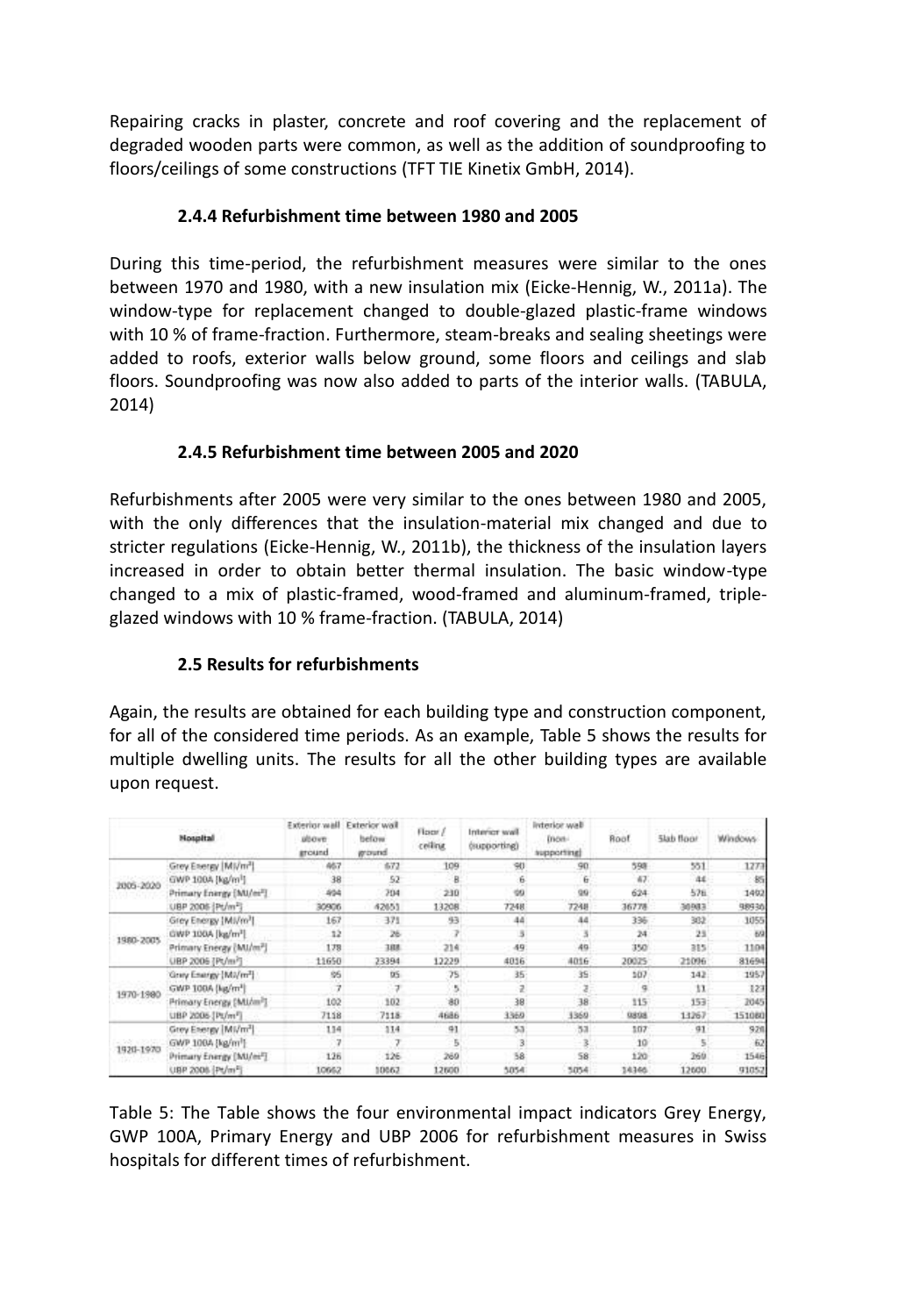Repairing cracks in plaster, concrete and roof covering and the replacement of degraded wooden parts were common, as well as the addition of soundproofing to floors/ceilings of some constructions (TFT TIE Kinetix GmbH, 2014).

### 2.4.4 Refurbishment time between 1980 and 2005

During this time-period, the refurbishment measures were similar to the ones between 1970 and 1980, with a new insulation mix (Eicke-Hennig, W., 2011a). The window-type for replacement changed to double-glazed plastic-frame windows with 10 % of frame-fraction. Furthermore, steam-breaks and sealing sheetings were added to roofs, exterior walls below ground, some floors and ceilings and slab floors. Soundproofing was now also added to parts of the interior walls. (TABULA, 2014)

### 2.4.5 Refurbishment time between 2005 and 2020

Refurbishments after 2005 were very similar to the ones between 1980 and 2005, with the only differences that the insulation-material mix changed and due to stricter regulations (Eicke-Hennig, W., 2011b), the thickness of the insulation layers increased in order to obtain better thermal insulation. The basic window-type changed to a mix of plastic-framed, wood-framed and aluminum-framed, triple-glazed windows with 10 % frame-fraction. (TABULA, 2014)

### 2.5 Results for refurbishments

Again, the results are obtained for each building type and construction component, for all of the considered time periods. As an example, Table 5 shows the results for multiple dwelling units. The results for all the other building types are available upon request.

| Hospital | | Exterior wall above ground | Exterior wall below ground | Floor / ceiling | Interior wall (supporting) | Interior wall (non-supporting) | Roof | Slab floor | Windows |
|---|---|---|---|---|---|---|---|---|---|
| 2005-2020 | Grey Energy [MJ/m²] | 467 | 672 | 109 | 90 | 90 | 598 | 551 | 1273 |
| | GWP 100A [kg/m²] | 38 | 52 | 8 | 6 | 6 | 47 | 44 | 85 |
| | Primary Energy [MJ/m²] | 494 | 704 | 230 | 99 | 99 | 624 | 576 | 1402 |
| | UBP 2006 [Pt/m²] | 30906 | 42651 | 13208 | 7248 | 7248 | 36778 | 36983 | 98936 |
| 1980-2005 | Grey Energy [MJ/m²] | 167 | 371 | 93 | 44 | 44 | 336 | 302 | 1055 |
| | GWP 100A [kg/m²] | 12 | 26 | 7 | 3 | 3 | 24 | 23 | 69 |
| | Primary Energy [MJ/m²] | 178 | 388 | 214 | 49 | 49 | 350 | 315 | 1104 |
| | UBP 2006 [Pt/m²] | 11650 | 23394 | 12229 | 4016 | 4016 | 20025 | 21096 | 81694 |
| 1970-1980 | Grey Energy [MJ/m²] | 95 | 95 | 75 | 35 | 35 | 107 | 142 | 1957 |
| | GWP 100A [kg/m²] | 7 | 7 | 5 | 2 | 2 | 9 | 11 | 123 |
| | Primary Energy [MJ/m²] | 102 | 102 | 80 | 38 | 38 | 115 | 153 | 2045 |
| | UBP 2006 [Pt/m²] | 7118 | 7118 | 4686 | 3369 | 3369 | 9898 | 13267 | 151080 |
| 1920-1970 | Grey Energy [MJ/m²] | 114 | 114 | 91 | 53 | 53 | 107 | 91 | 928 |
| | GWP 100A [kg/m²] | 7 | 7 | 5 | 3 | 3 | 10 | 5 | 62 |
| | Primary Energy [MJ/m²] | 126 | 126 | 269 | 58 | 58 | 120 | 269 | 1546 |
| | UBP 2006 [Pt/m²] | 10662 | 10662 | 12600 | 5054 | 5054 | 14346 | 12600 | 91052 |

Table 5: The Table shows the four environmental impact indicators Grey Energy, GWP 100A, Primary Energy and UBP 2006 for refurbishment measures in Swiss hospitals for different times of refurbishment.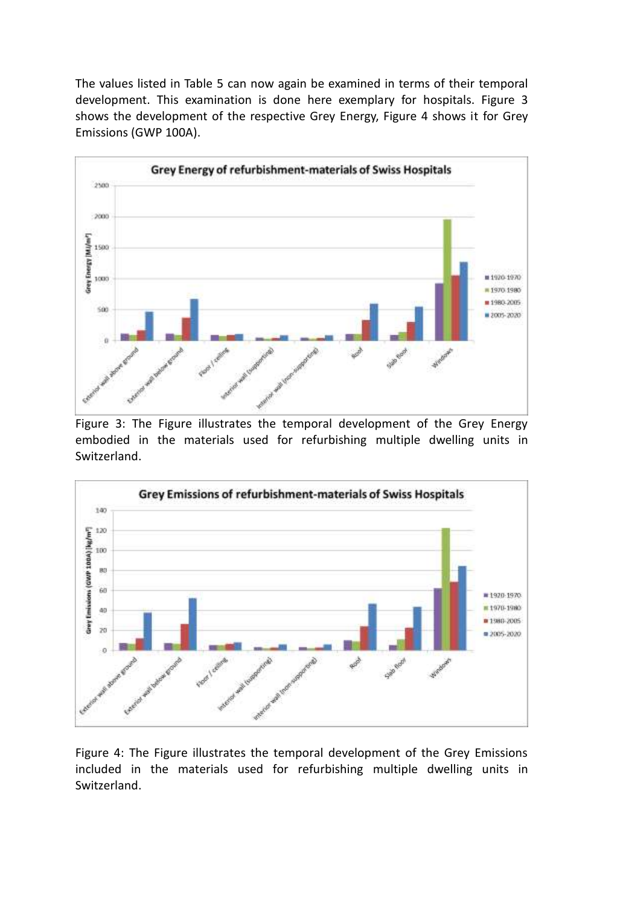The values listed in Table 5 can now again be examined in terms of their temporal development. This examination is done here exemplary for hospitals. Figure 3 shows the development of the respective Grey Energy, Figure 4 shows it for Grey Emissions (GWP 100A).

Figure 3: The Figure illustrates the temporal development of the Grey Energy embodied in the materials used for refurbishing multiple dwelling units in Switzerland.

Figure 4: The Figure illustrates the temporal development of the Grey Emissions included in the materials used for refurbishing multiple dwelling units in Switzerland.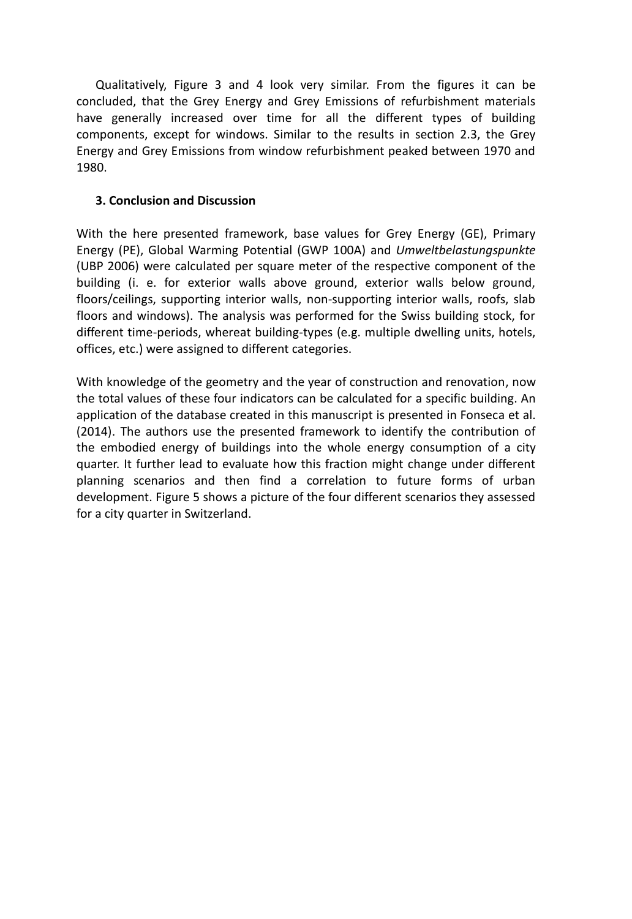Qualitatively, Figure 3 and 4 look very similar. From the figures it can be concluded, that the Grey Energy and Grey Emissions of refurbishment materials have generally increased over time for all the different types of building components, except for windows. Similar to the results in section 2.3, the Grey Energy and Grey Emissions from window refurbishment peaked between 1970 and 1980.

## 3. Conclusion and Discussion

With the here presented framework, base values for Grey Energy (GE), Primary Energy (PE), Global Warming Potential (GWP 100A) and *Umweltbelastungspunkte* (UBP 2006) were calculated per square meter of the respective component of the building (i. e. for exterior walls above ground, exterior walls below ground, floors/ceilings, supporting interior walls, non-supporting interior walls, roofs, slab floors and windows). The analysis was performed for the Swiss building stock, for different time-periods, whereat building-types (e.g. multiple dwelling units, hotels, offices, etc.) were assigned to different categories.

With knowledge of the geometry and the year of construction and renovation, now the total values of these four indicators can be calculated for a specific building. An application of the database created in this manuscript is presented in Fonseca et al. (2014). The authors use the presented framework to identify the contribution of the embodied energy of buildings into the whole energy consumption of a city quarter. It further lead to evaluate how this fraction might change under different planning scenarios and then find a correlation to future forms of urban development. Figure 5 shows a picture of the four different scenarios they assessed for a city quarter in Switzerland.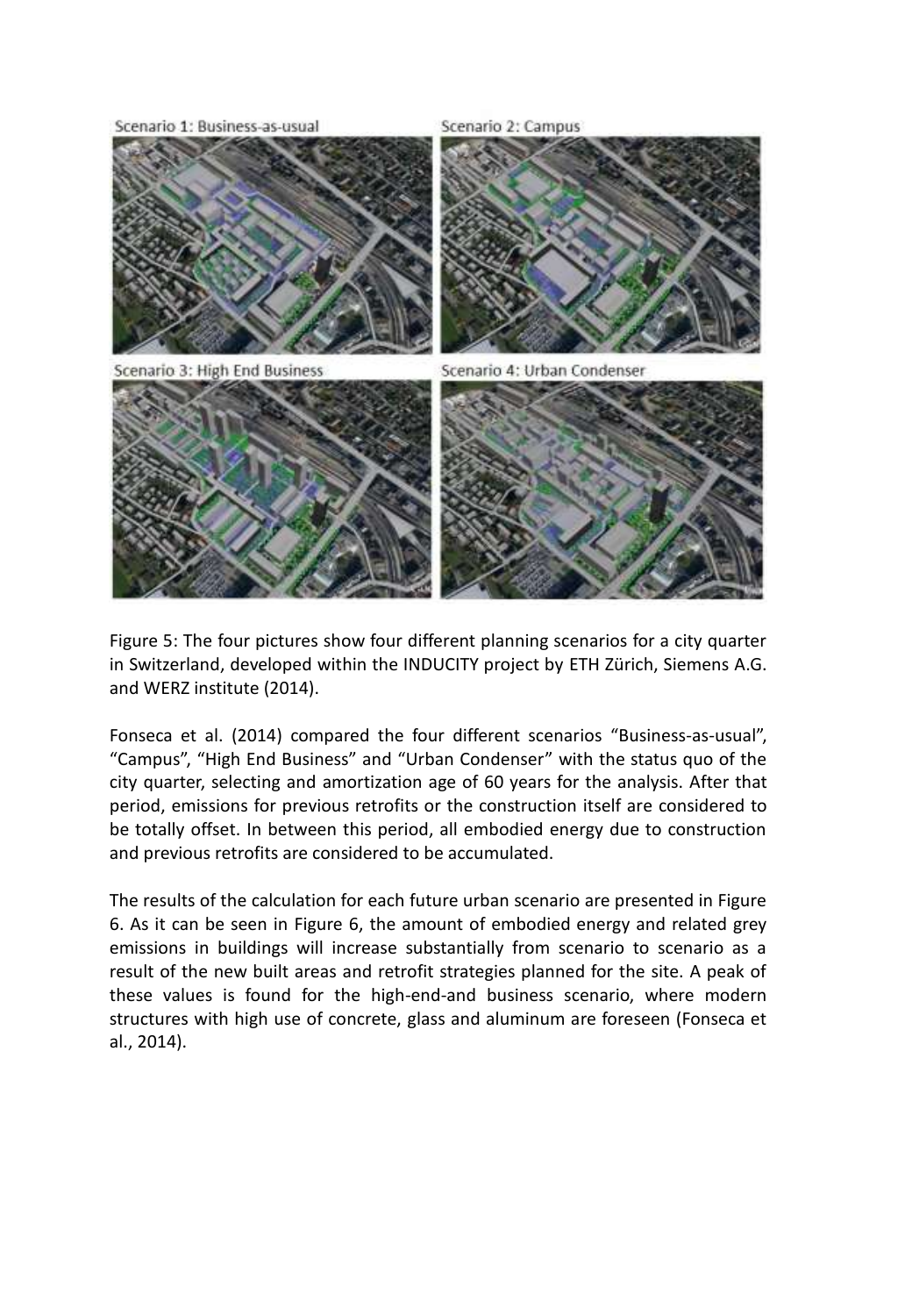Scenario 1: Business-as-usual

Scenario 2: Campus

Scenario 3: High End Business

Scenario 4: Urban Condenser

Figure 5: The four pictures show four different planning scenarios for a city quarter in Switzerland, developed within the INDUCITY project by ETH Zürich, Siemens A.G. and WERZ institute (2014).

Fonseca et al. (2014) compared the four different scenarios "Business-as-usual", "Campus", "High End Business" and "Urban Condenser" with the status quo of the city quarter, selecting and amortization age of 60 years for the analysis. After that period, emissions for previous retrofits or the construction itself are considered to be totally offset. In between this period, all embodied energy due to construction and previous retrofits are considered to be accumulated.

The results of the calculation for each future urban scenario are presented in Figure 6. As it can be seen in Figure 6, the amount of embodied energy and related grey emissions in buildings will increase substantially from scenario to scenario as a result of the new built areas and retrofit strategies planned for the site. A peak of these values is found for the high-end-and business scenario, where modern structures with high use of concrete, glass and aluminum are foreseen (Fonseca et al., 2014).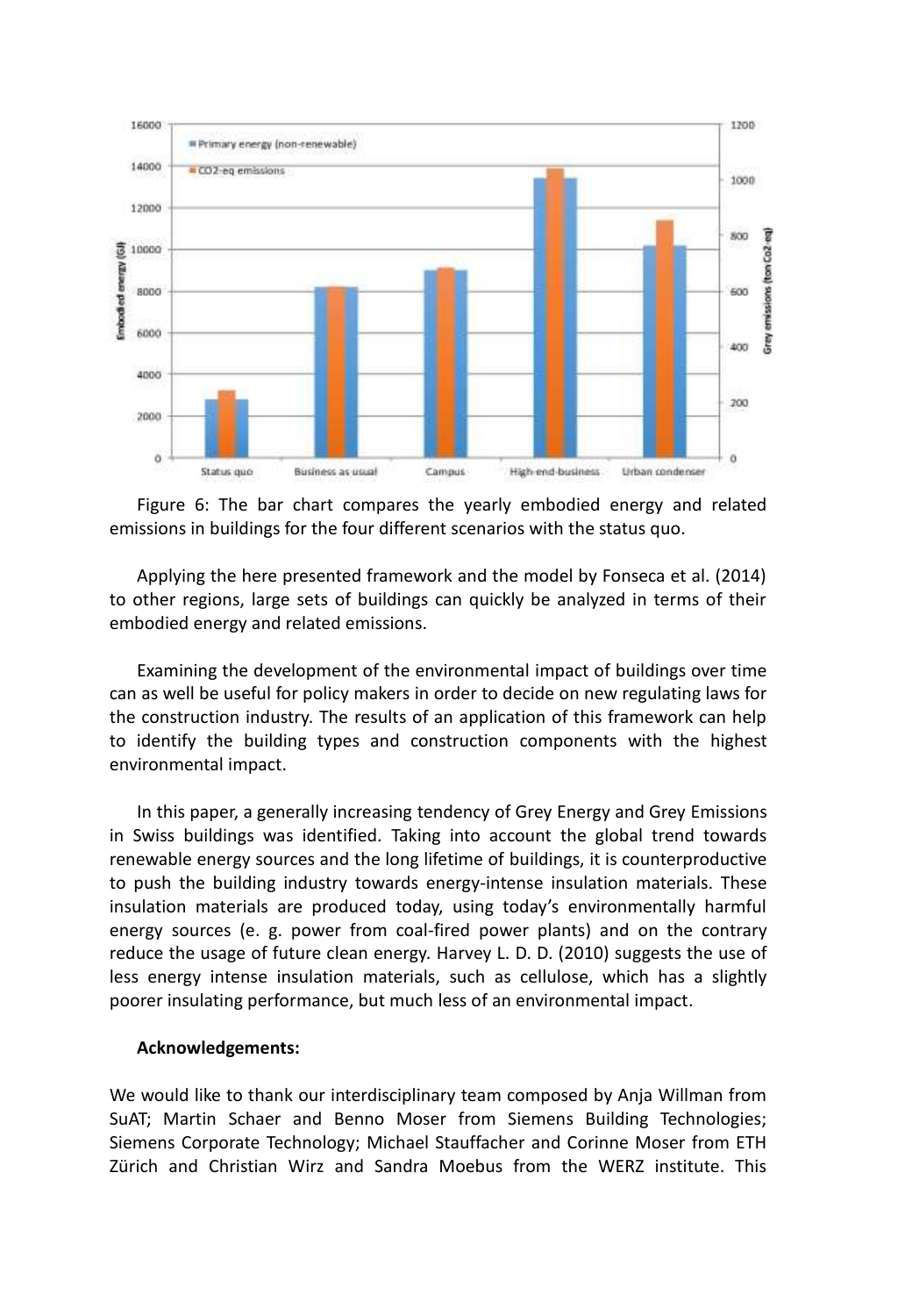Figure 6: The bar chart compares the yearly embodied energy and related emissions in buildings for the four different scenarios with the status quo.

Applying the here presented framework and the model by Fonseca et al. (2014) to other regions, large sets of buildings can quickly be analyzed in terms of their embodied energy and related emissions.

Examining the development of the environmental impact of buildings over time can as well be useful for policy makers in order to decide on new regulating laws for the construction industry. The results of an application of this framework can help to identify the building types and construction components with the highest environmental impact.

In this paper, a generally increasing tendency of Grey Energy and Grey Emissions in Swiss buildings was identified. Taking into account the global trend towards renewable energy sources and the long lifetime of buildings, it is counterproductive to push the building industry towards energy-intense insulation materials. These insulation materials are produced today, using today's environmentally harmful energy sources (e. g. power from coal-fired power plants) and on the contrary reduce the usage of future clean energy. Harvey L. D. D. (2010) suggests the use of less energy intense insulation materials, such as cellulose, which has a slightly poorer insulating performance, but much less of an environmental impact.

**Acknowledgements:**

We would like to thank our interdisciplinary team composed by Anja Willman from SuAT; Martin Schaer and Benno Moser from Siemens Building Technologies; Siemens Corporate Technology; Michael Stauffacher and Corinne Moser from ETH Zürich and Christian Wirz and Sandra Moebus from the WERZ institute. This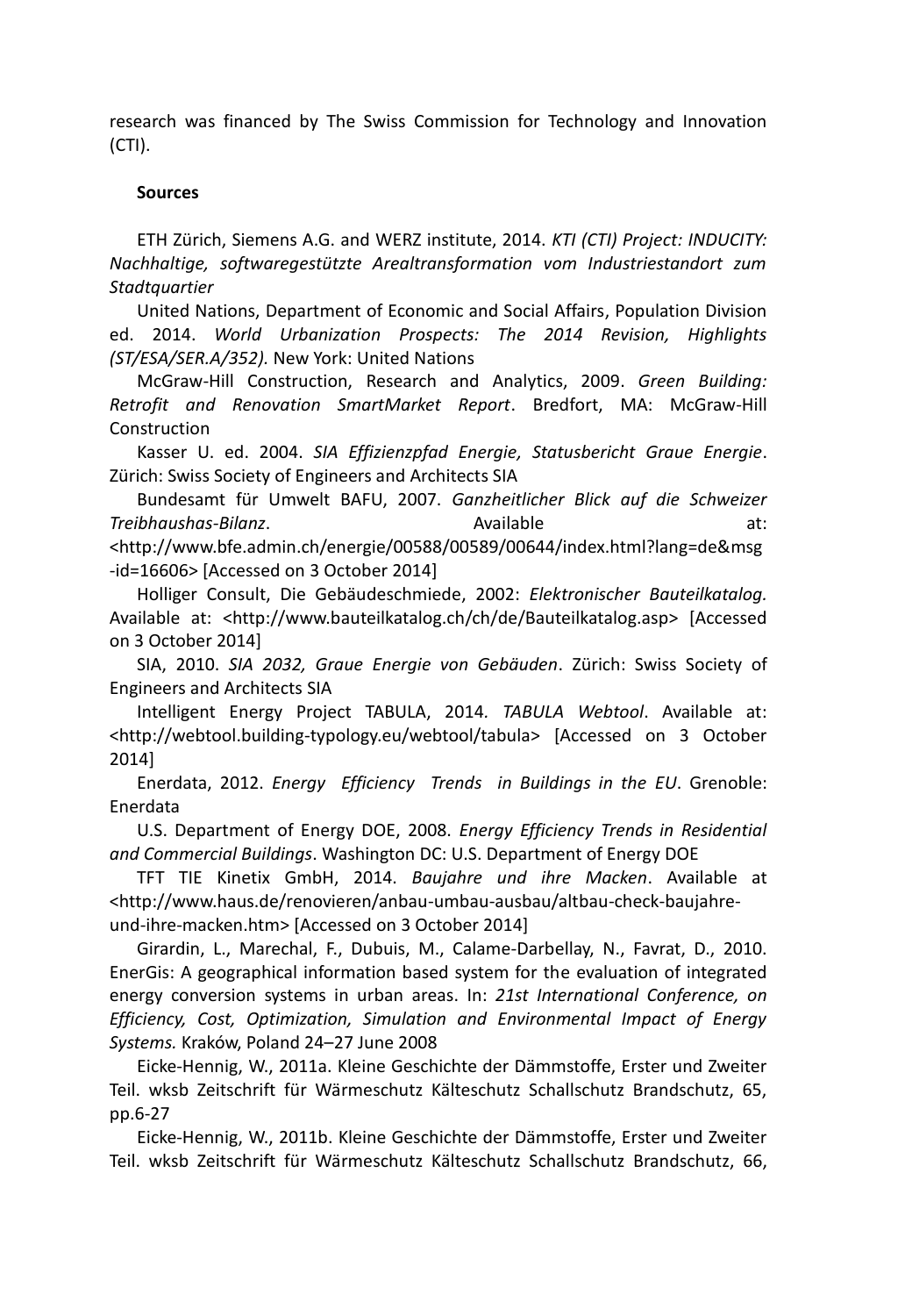research was financed by The Swiss Commission for Technology and Innovation (CTI).

**Sources**

ETH Zürich, Siemens A.G. and WERZ institute, 2014. *KTI (CTI) Project: INDUCITY: Nachhaltige, softwaregestützte Arealtransformation vom Industriestandort zum Stadtquartier*

United Nations, Department of Economic and Social Affairs, Population Division ed. 2014. *World Urbanization Prospects: The 2014 Revision, Highlights (ST/ESA/SER.A/352).* New York: United Nations

McGraw-Hill Construction, Research and Analytics, 2009. *Green Building: Retrofit and Renovation SmartMarket Report*. Bredfort, MA: McGraw-Hill Construction

Kasser U. ed. 2004. *SIA Effizienzpfad Energie, Statusbericht Graue Energie*. Zürich: Swiss Society of Engineers and Architects SIA

Bundesamt für Umwelt BAFU, 2007. *Ganzheitlicher Blick auf die Schweizer Treibhaushas-Bilanz*. Available at: <http://www.bfe.admin.ch/energie/00588/00589/00644/index.html?lang=de&msg-id=16606> [Accessed on 3 October 2014]

Holliger Consult, Die Gebäudeschmiede, 2002: *Elektronischer Bauteilkatalog.* Available at: <http://www.bauteilkatalog.ch/ch/de/Bauteilkatalog.asp> [Accessed on 3 October 2014]

SIA, 2010. *SIA 2032, Graue Energie von Gebäuden*. Zürich: Swiss Society of Engineers and Architects SIA

Intelligent Energy Project TABULA, 2014. *TABULA Webtool*. Available at: <http://webtool.building-typology.eu/webtool/tabula> [Accessed on 3 October 2014]

Enerdata, 2012. *Energy Efficiency Trends in Buildings in the EU*. Grenoble: Enerdata

U.S. Department of Energy DOE, 2008. *Energy Efficiency Trends in Residential and Commercial Buildings*. Washington DC: U.S. Department of Energy DOE

TFT TIE Kinetix GmbH, 2014. *Baujahre und ihre Macken*. Available at <http://www.haus.de/renovieren/anbau-umbau-ausbau/altbau-check-baujahre-und-ihre-macken.htm> [Accessed on 3 October 2014]

Girardin, L., Marechal, F., Dubuis, M., Calame-Darbellay, N., Favrat, D., 2010. EnerGis: A geographical information based system for the evaluation of integrated energy conversion systems in urban areas. In: *21st International Conference, on Efficiency, Cost, Optimization, Simulation and Environmental Impact of Energy Systems.* Kraków, Poland 24–27 June 2008

Eicke-Hennig, W., 2011a. Kleine Geschichte der Dämmstoffe, Erster und Zweiter Teil. wksb Zeitschrift für Wärmeschutz Kälteschutz Schallschutz Brandschutz, 65, pp.6-27

Eicke-Hennig, W., 2011b. Kleine Geschichte der Dämmstoffe, Erster und Zweiter Teil. wksb Zeitschrift für Wärmeschutz Kälteschutz Schallschutz Brandschutz, 66,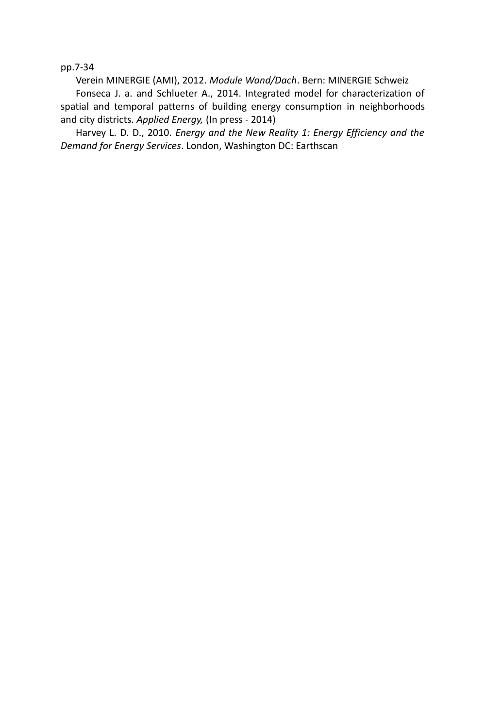pp.7-34

Verein MINERGIE (AMI), 2012. *Module Wand/Dach*. Bern: MINERGIE Schweiz

Fonseca J. a. and Schlueter A., 2014. Integrated model for characterization of spatial and temporal patterns of building energy consumption in neighborhoods and city districts. *Applied Energy,* (In press - 2014)

Harvey L. D. D., 2010. *Energy and the New Reality 1: Energy Efficiency and the Demand for Energy Services*. London, Washington DC: Earthscan